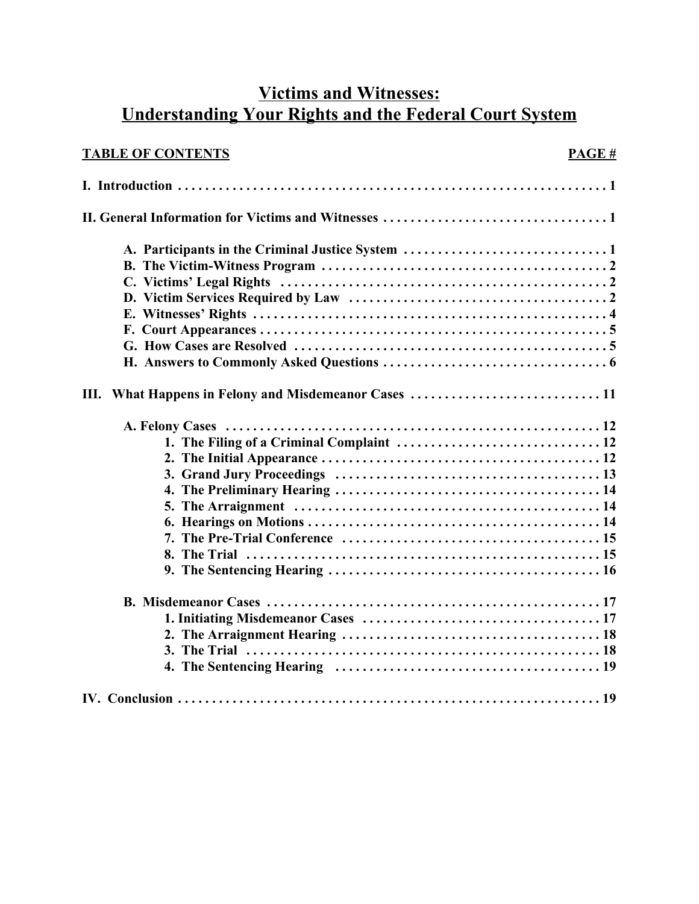# Victims and Witnesses: Understanding Your Rights and the Federal Court System

| TABLE OF CONTENTS | PAGE # |
| --- | --- |
| **I. Introduction** | 1 |
| **II. General Information for Victims and Witnesses** | 1 |
| A. Participants in the Criminal Justice System | 1 |
| B. The Victim-Witness Program | 2 |
| C. Victims' Legal Rights | 2 |
| D. Victim Services Required by Law | 2 |
| E. Witnesses' Rights | 4 |
| F. Court Appearances | 5 |
| G. How Cases are Resolved | 5 |
| H. Answers to Commonly Asked Questions | 6 |
| **III. What Happens in Felony and Misdemeanor Cases** | 11 |
| A. Felony Cases | 12 |
| 1. The Filing of a Criminal Complaint | 12 |
| 2. The Initial Appearance | 12 |
| 3. Grand Jury Proceedings | 13 |
| 4. The Preliminary Hearing | 14 |
| 5. The Arraignment | 14 |
| 6. Hearings on Motions | 14 |
| 7. The Pre-Trial Conference | 15 |
| 8. The Trial | 15 |
| 9. The Sentencing Hearing | 16 |
| B. Misdemeanor Cases | 17 |
| 1. Initiating Misdemeanor Cases | 17 |
| 2. The Arraignment Hearing | 18 |
| 3. The Trial | 18 |
| 4. The Sentencing Hearing | 19 |
| **IV. Conclusion** | 19 |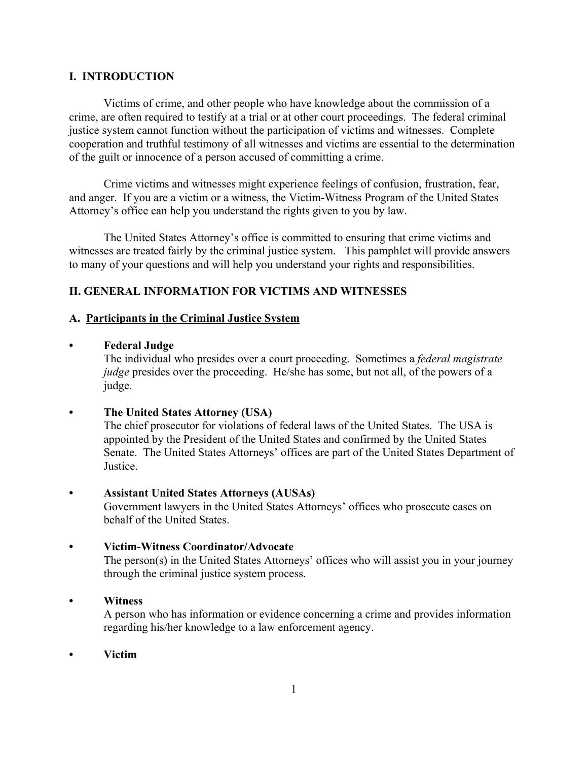## I. INTRODUCTION

Victims of crime, and other people who have knowledge about the commission of a crime, are often required to testify at a trial or at other court proceedings. The federal criminal justice system cannot function without the participation of victims and witnesses. Complete cooperation and truthful testimony of all witnesses and victims are essential to the determination of the guilt or innocence of a person accused of committing a crime.

Crime victims and witnesses might experience feelings of confusion, frustration, fear, and anger. If you are a victim or a witness, the Victim-Witness Program of the United States Attorney's office can help you understand the rights given to you by law.

The United States Attorney's office is committed to ensuring that crime victims and witnesses are treated fairly by the criminal justice system. This pamphlet will provide answers to many of your questions and will help you understand your rights and responsibilities.

## II. GENERAL INFORMATION FOR VICTIMS AND WITNESSES

### A. Participants in the Criminal Justice System

- **Federal Judge**
  The individual who presides over a court proceeding. Sometimes a *federal magistrate judge* presides over the proceeding. He/she has some, but not all, of the powers of a judge.

- **The United States Attorney (USA)**
  The chief prosecutor for violations of federal laws of the United States. The USA is appointed by the President of the United States and confirmed by the United States Senate. The United States Attorneys' offices are part of the United States Department of Justice.

- **Assistant United States Attorneys (AUSAs)**
  Government lawyers in the United States Attorneys' offices who prosecute cases on behalf of the United States.

- **Victim-Witness Coordinator/Advocate**
  The person(s) in the United States Attorneys' offices who will assist you in your journey through the criminal justice system process.

- **Witness**
  A person who has information or evidence concerning a crime and provides information regarding his/her knowledge to a law enforcement agency.

- **Victim**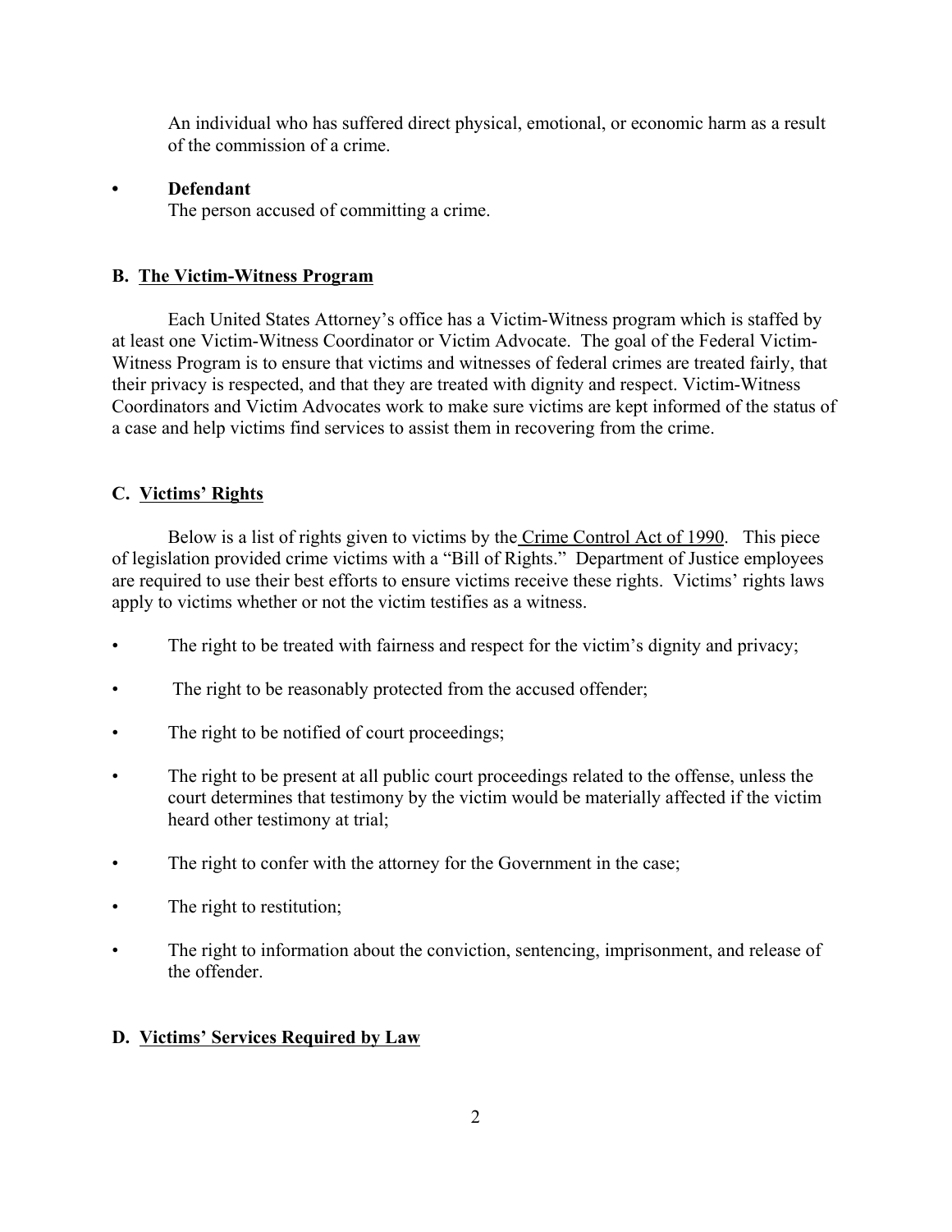An individual who has suffered direct physical, emotional, or economic harm as a result of the commission of a crime.

- **Defendant**
  The person accused of committing a crime.

### B. <u>The Victim-Witness Program</u>

Each United States Attorney's office has a Victim-Witness program which is staffed by at least one Victim-Witness Coordinator or Victim Advocate. The goal of the Federal Victim-Witness Program is to ensure that victims and witnesses of federal crimes are treated fairly, that their privacy is respected, and that they are treated with dignity and respect. Victim-Witness Coordinators and Victim Advocates work to make sure victims are kept informed of the status of a case and help victims find services to assist them in recovering from the crime.

### C. <u>Victims' Rights</u>

Below is a list of rights given to victims by the <u>Crime Control Act of 1990</u>. This piece of legislation provided crime victims with a "Bill of Rights." Department of Justice employees are required to use their best efforts to ensure victims receive these rights. Victims' rights laws apply to victims whether or not the victim testifies as a witness.

- The right to be treated with fairness and respect for the victim's dignity and privacy;
- The right to be reasonably protected from the accused offender;
- The right to be notified of court proceedings;
- The right to be present at all public court proceedings related to the offense, unless the court determines that testimony by the victim would be materially affected if the victim heard other testimony at trial;
- The right to confer with the attorney for the Government in the case;
- The right to restitution;
- The right to information about the conviction, sentencing, imprisonment, and release of the offender.

### D. <u>Victims' Services Required by Law</u>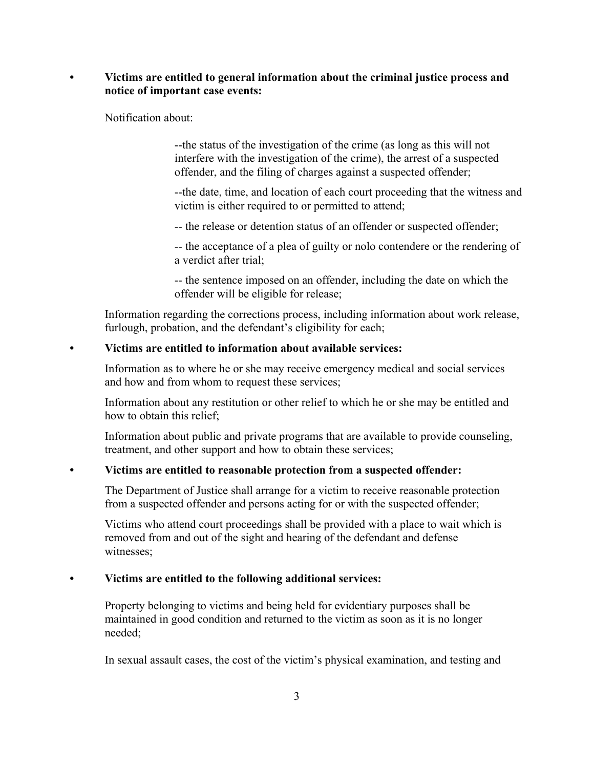- **Victims are entitled to general information about the criminal justice process and notice of important case events:**

  Notification about:

  > --the status of the investigation of the crime (as long as this will not interfere with the investigation of the crime), the arrest of a suspected offender, and the filing of charges against a suspected offender;
  >
  > --the date, time, and location of each court proceeding that the witness and victim is either required to or permitted to attend;
  >
  > -- the release or detention status of an offender or suspected offender;
  >
  > -- the acceptance of a plea of guilty or nolo contendere or the rendering of a verdict after trial;
  >
  > -- the sentence imposed on an offender, including the date on which the offender will be eligible for release;

  Information regarding the corrections process, including information about work release, furlough, probation, and the defendant's eligibility for each;

- **Victims are entitled to information about available services:**

  Information as to where he or she may receive emergency medical and social services and how and from whom to request these services;

  Information about any restitution or other relief to which he or she may be entitled and how to obtain this relief;

  Information about public and private programs that are available to provide counseling, treatment, and other support and how to obtain these services;

- **Victims are entitled to reasonable protection from a suspected offender:**

  The Department of Justice shall arrange for a victim to receive reasonable protection from a suspected offender and persons acting for or with the suspected offender;

  Victims who attend court proceedings shall be provided with a place to wait which is removed from and out of the sight and hearing of the defendant and defense witnesses;

- **Victims are entitled to the following additional services:**

  Property belonging to victims and being held for evidentiary purposes shall be maintained in good condition and returned to the victim as soon as it is no longer needed;

  In sexual assault cases, the cost of the victim's physical examination, and testing and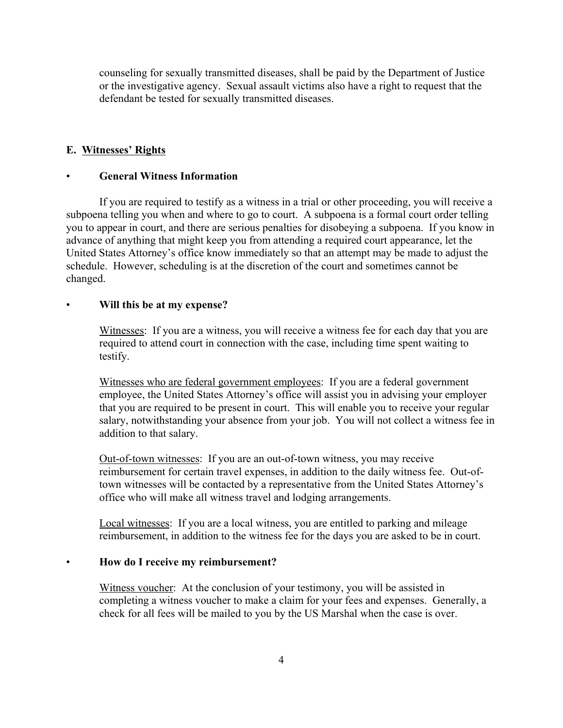counseling for sexually transmitted diseases, shall be paid by the Department of Justice or the investigative agency. Sexual assault victims also have a right to request that the defendant be tested for sexually transmitted diseases.

## E. Witnesses' Rights

- **General Witness Information**

If you are required to testify as a witness in a trial or other proceeding, you will receive a subpoena telling you when and where to go to court. A subpoena is a formal court order telling you to appear in court, and there are serious penalties for disobeying a subpoena. If you know in advance of anything that might keep you from attending a required court appearance, let the United States Attorney's office know immediately so that an attempt may be made to adjust the schedule. However, scheduling is at the discretion of the court and sometimes cannot be changed.

- **Will this be at my expense?**

  Witnesses: If you are a witness, you will receive a witness fee for each day that you are required to attend court in connection with the case, including time spent waiting to testify.

  Witnesses who are federal government employees: If you are a federal government employee, the United States Attorney's office will assist you in advising your employer that you are required to be present in court. This will enable you to receive your regular salary, notwithstanding your absence from your job. You will not collect a witness fee in addition to that salary.

  Out-of-town witnesses: If you are an out-of-town witness, you may receive reimbursement for certain travel expenses, in addition to the daily witness fee. Out-of-town witnesses will be contacted by a representative from the United States Attorney's office who will make all witness travel and lodging arrangements.

  Local witnesses: If you are a local witness, you are entitled to parking and mileage reimbursement, in addition to the witness fee for the days you are asked to be in court.

- **How do I receive my reimbursement?**

  Witness voucher: At the conclusion of your testimony, you will be assisted in completing a witness voucher to make a claim for your fees and expenses. Generally, a check for all fees will be mailed to you by the US Marshal when the case is over.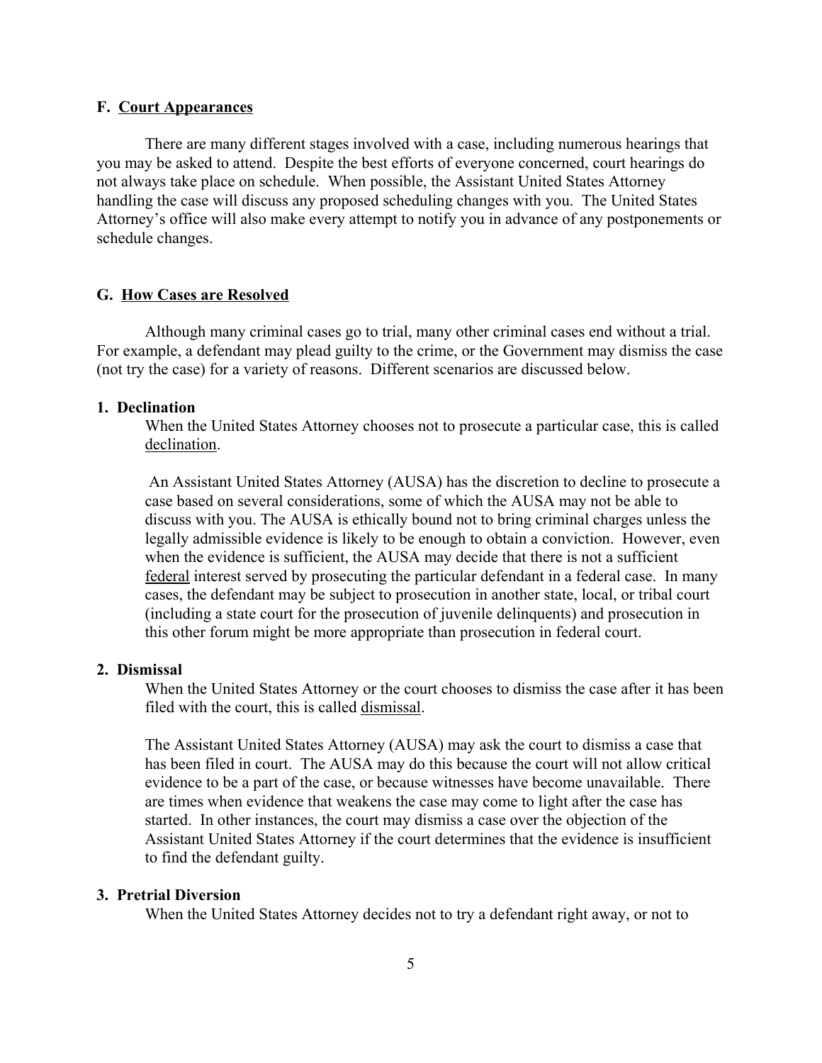### F. <u>Court Appearances</u>

There are many different stages involved with a case, including numerous hearings that you may be asked to attend. Despite the best efforts of everyone concerned, court hearings do not always take place on schedule. When possible, the Assistant United States Attorney handling the case will discuss any proposed scheduling changes with you. The United States Attorney's office will also make every attempt to notify you in advance of any postponements or schedule changes.

### G. <u>How Cases are Resolved</u>

Although many criminal cases go to trial, many other criminal cases end without a trial. For example, a defendant may plead guilty to the crime, or the Government may dismiss the case (not try the case) for a variety of reasons. Different scenarios are discussed below.

#### 1. Declination

When the United States Attorney chooses not to prosecute a particular case, this is called <u>declination</u>.

An Assistant United States Attorney (AUSA) has the discretion to decline to prosecute a case based on several considerations, some of which the AUSA may not be able to discuss with you. The AUSA is ethically bound not to bring criminal charges unless the legally admissible evidence is likely to be enough to obtain a conviction. However, even when the evidence is sufficient, the AUSA may decide that there is not a sufficient <u>federal</u> interest served by prosecuting the particular defendant in a federal case. In many cases, the defendant may be subject to prosecution in another state, local, or tribal court (including a state court for the prosecution of juvenile delinquents) and prosecution in this other forum might be more appropriate than prosecution in federal court.

#### 2. Dismissal

When the United States Attorney or the court chooses to dismiss the case after it has been filed with the court, this is called <u>dismissal</u>.

The Assistant United States Attorney (AUSA) may ask the court to dismiss a case that has been filed in court. The AUSA may do this because the court will not allow critical evidence to be a part of the case, or because witnesses have become unavailable. There are times when evidence that weakens the case may come to light after the case has started. In other instances, the court may dismiss a case over the objection of the Assistant United States Attorney if the court determines that the evidence is insufficient to find the defendant guilty.

#### 3. Pretrial Diversion

When the United States Attorney decides not to try a defendant right away, or not to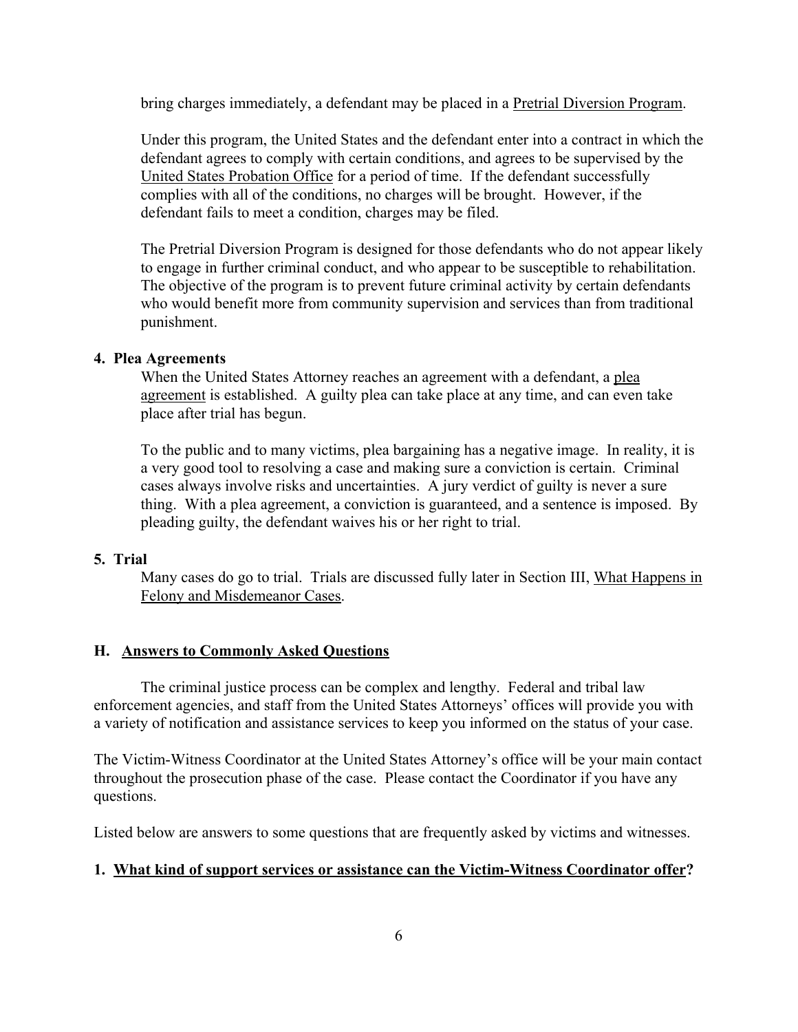bring charges immediately, a defendant may be placed in a Pretrial Diversion Program.

Under this program, the United States and the defendant enter into a contract in which the defendant agrees to comply with certain conditions, and agrees to be supervised by the United States Probation Office for a period of time. If the defendant successfully complies with all of the conditions, no charges will be brought. However, if the defendant fails to meet a condition, charges may be filed.

The Pretrial Diversion Program is designed for those defendants who do not appear likely to engage in further criminal conduct, and who appear to be susceptible to rehabilitation. The objective of the program is to prevent future criminal activity by certain defendants who would benefit more from community supervision and services than from traditional punishment.

**4. Plea Agreements**

When the United States Attorney reaches an agreement with a defendant, a plea agreement is established. A guilty plea can take place at any time, and can even take place after trial has begun.

To the public and to many victims, plea bargaining has a negative image. In reality, it is a very good tool to resolving a case and making sure a conviction is certain. Criminal cases always involve risks and uncertainties. A jury verdict of guilty is never a sure thing. With a plea agreement, a conviction is guaranteed, and a sentence is imposed. By pleading guilty, the defendant waives his or her right to trial.

**5. Trial**

Many cases do go to trial. Trials are discussed fully later in Section III, What Happens in Felony and Misdemeanor Cases.

## H. Answers to Commonly Asked Questions

The criminal justice process can be complex and lengthy. Federal and tribal law enforcement agencies, and staff from the United States Attorneys' offices will provide you with a variety of notification and assistance services to keep you informed on the status of your case.

The Victim-Witness Coordinator at the United States Attorney's office will be your main contact throughout the prosecution phase of the case. Please contact the Coordinator if you have any questions.

Listed below are answers to some questions that are frequently asked by victims and witnesses.

**1. What kind of support services or assistance can the Victim-Witness Coordinator offer?**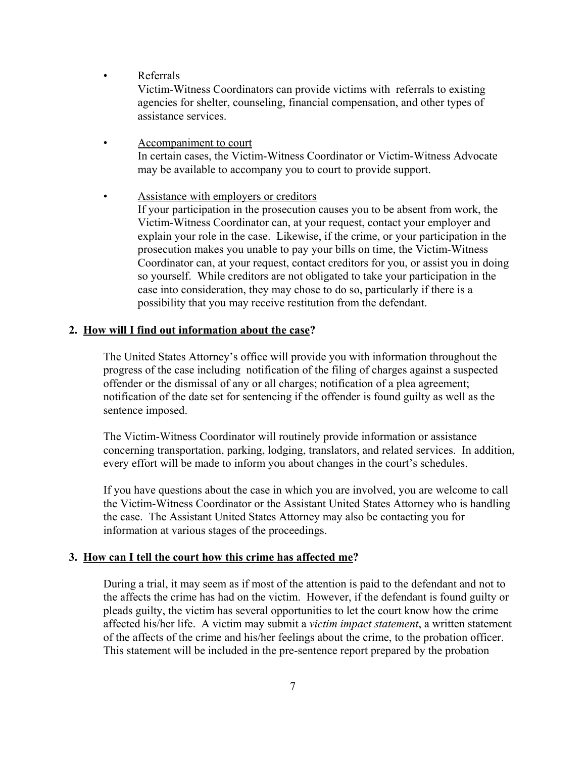- <u>Referrals</u>
  Victim-Witness Coordinators can provide victims with referrals to existing agencies for shelter, counseling, financial compensation, and other types of assistance services.

- <u>Accompaniment to court</u>
  In certain cases, the Victim-Witness Coordinator or Victim-Witness Advocate may be available to accompany you to court to provide support.

- <u>Assistance with employers or creditors</u>
  If your participation in the prosecution causes you to be absent from work, the Victim-Witness Coordinator can, at your request, contact your employer and explain your role in the case. Likewise, if the crime, or your participation in the prosecution makes you unable to pay your bills on time, the Victim-Witness Coordinator can, at your request, contact creditors for you, or assist you in doing so yourself. While creditors are not obligated to take your participation in the case into consideration, they may chose to do so, particularly if there is a possibility that you may receive restitution from the defendant.

**2. <u>How will I find out information about the case</u>?**

The United States Attorney's office will provide you with information throughout the progress of the case including notification of the filing of charges against a suspected offender or the dismissal of any or all charges; notification of a plea agreement; notification of the date set for sentencing if the offender is found guilty as well as the sentence imposed.

The Victim-Witness Coordinator will routinely provide information or assistance concerning transportation, parking, lodging, translators, and related services. In addition, every effort will be made to inform you about changes in the court's schedules.

If you have questions about the case in which you are involved, you are welcome to call the Victim-Witness Coordinator or the Assistant United States Attorney who is handling the case. The Assistant United States Attorney may also be contacting you for information at various stages of the proceedings.

**3. <u>How can I tell the court how this crime has affected me</u>?**

During a trial, it may seem as if most of the attention is paid to the defendant and not to the affects the crime has had on the victim. However, if the defendant is found guilty or pleads guilty, the victim has several opportunities to let the court know how the crime affected his/her life. A victim may submit a *victim impact statement*, a written statement of the affects of the crime and his/her feelings about the crime, to the probation officer. This statement will be included in the pre-sentence report prepared by the probation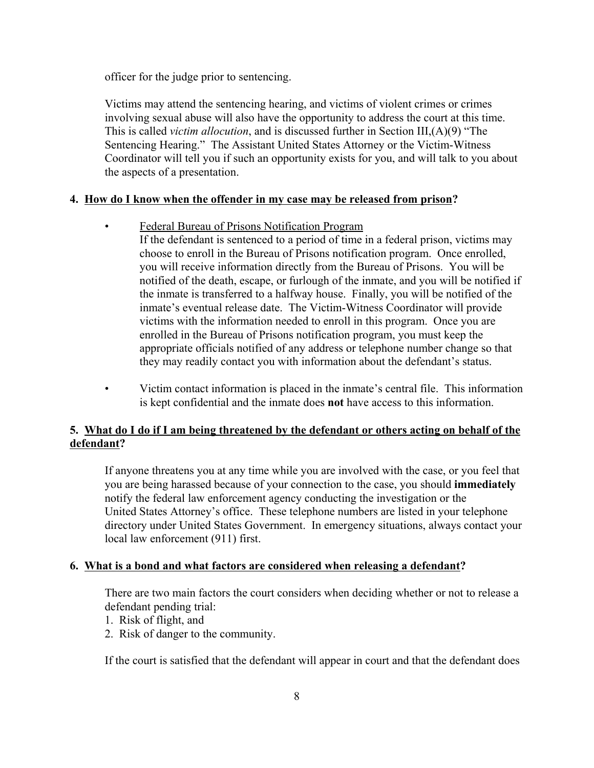officer for the judge prior to sentencing.

Victims may attend the sentencing hearing, and victims of violent crimes or crimes involving sexual abuse will also have the opportunity to address the court at this time. This is called *victim allocution*, and is discussed further in Section III,(A)(9) "The Sentencing Hearing." The Assistant United States Attorney or the Victim-Witness Coordinator will tell you if such an opportunity exists for you, and will talk to you about the aspects of a presentation.

**4. How do I know when the offender in my case may be released from prison?**

- Federal Bureau of Prisons Notification Program
  If the defendant is sentenced to a period of time in a federal prison, victims may choose to enroll in the Bureau of Prisons notification program. Once enrolled, you will receive information directly from the Bureau of Prisons. You will be notified of the death, escape, or furlough of the inmate, and you will be notified if the inmate is transferred to a halfway house. Finally, you will be notified of the inmate's eventual release date. The Victim-Witness Coordinator will provide victims with the information needed to enroll in this program. Once you are enrolled in the Bureau of Prisons notification program, you must keep the appropriate officials notified of any address or telephone number change so that they may readily contact you with information about the defendant's status.

- Victim contact information is placed in the inmate's central file. This information is kept confidential and the inmate does **not** have access to this information.

**5. What do I do if I am being threatened by the defendant or others acting on behalf of the defendant?**

If anyone threatens you at any time while you are involved with the case, or you feel that you are being harassed because of your connection to the case, you should **immediately** notify the federal law enforcement agency conducting the investigation or the United States Attorney's office. These telephone numbers are listed in your telephone directory under United States Government. In emergency situations, always contact your local law enforcement (911) first.

**6. What is a bond and what factors are considered when releasing a defendant?**

There are two main factors the court considers when deciding whether or not to release a defendant pending trial:

1. Risk of flight, and
2. Risk of danger to the community.

If the court is satisfied that the defendant will appear in court and that the defendant does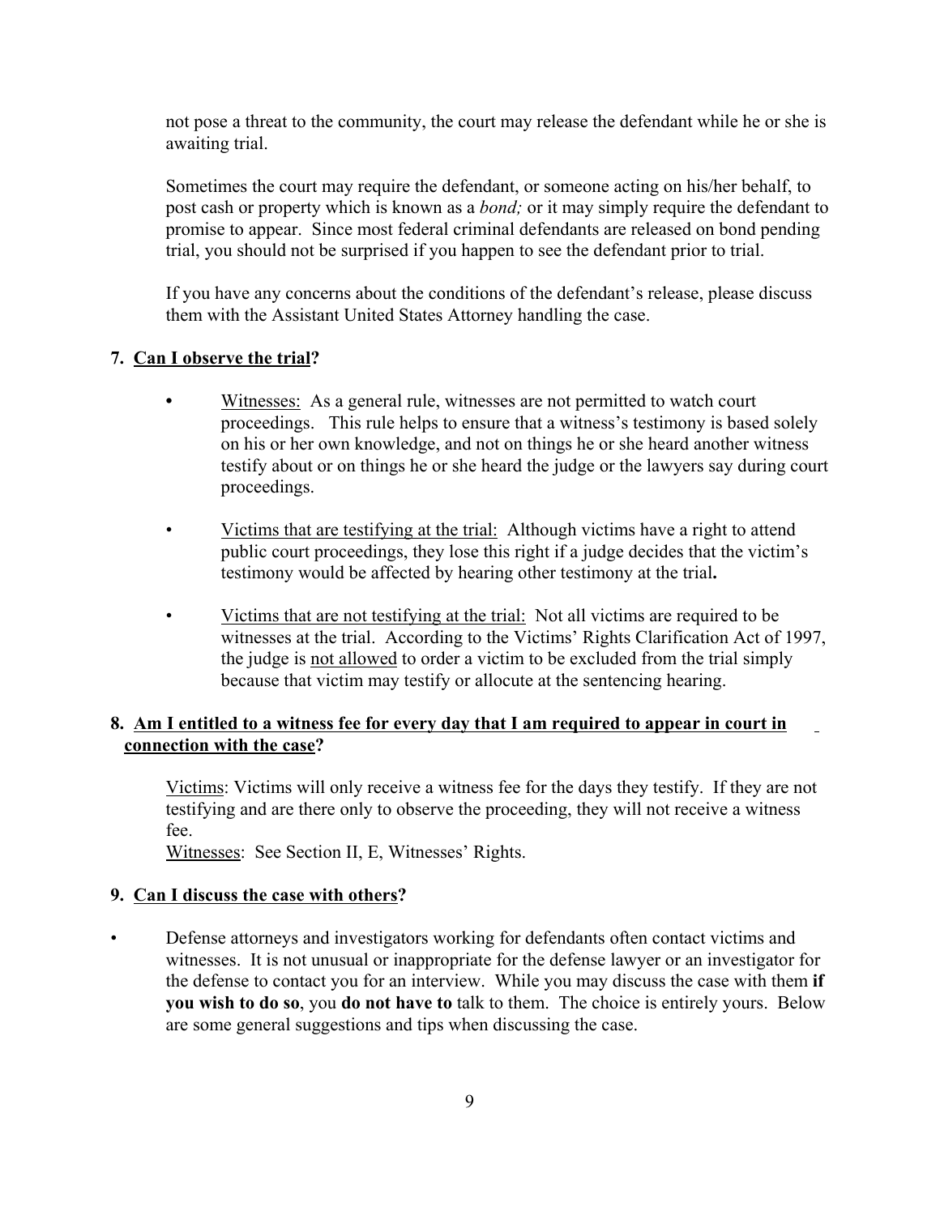not pose a threat to the community, the court may release the defendant while he or she is awaiting trial.

Sometimes the court may require the defendant, or someone acting on his/her behalf, to post cash or property which is known as a *bond;* or it may simply require the defendant to promise to appear. Since most federal criminal defendants are released on bond pending trial, you should not be surprised if you happen to see the defendant prior to trial.

If you have any concerns about the conditions of the defendant's release, please discuss them with the Assistant United States Attorney handling the case.

**7. Can I observe the trial?**

- Witnesses: As a general rule, witnesses are not permitted to watch court proceedings. This rule helps to ensure that a witness's testimony is based solely on his or her own knowledge, and not on things he or she heard another witness testify about or on things he or she heard the judge or the lawyers say during court proceedings.

- Victims that are testifying at the trial: Although victims have a right to attend public court proceedings, they lose this right if a judge decides that the victim's testimony would be affected by hearing other testimony at the trial**.**

- Victims that are not testifying at the trial: Not all victims are required to be witnesses at the trial. According to the Victims' Rights Clarification Act of 1997, the judge is not allowed to order a victim to be excluded from the trial simply because that victim may testify or allocute at the sentencing hearing.

**8. Am I entitled to a witness fee for every day that I am required to appear in court in connection with the case?**

Victims: Victims will only receive a witness fee for the days they testify. If they are not testifying and are there only to observe the proceeding, they will not receive a witness fee.
Witnesses: See Section II, E, Witnesses' Rights.

**9. Can I discuss the case with others?**

- Defense attorneys and investigators working for defendants often contact victims and witnesses. It is not unusual or inappropriate for the defense lawyer or an investigator for the defense to contact you for an interview. While you may discuss the case with them **if you wish to do so**, you **do not have to** talk to them. The choice is entirely yours. Below are some general suggestions and tips when discussing the case.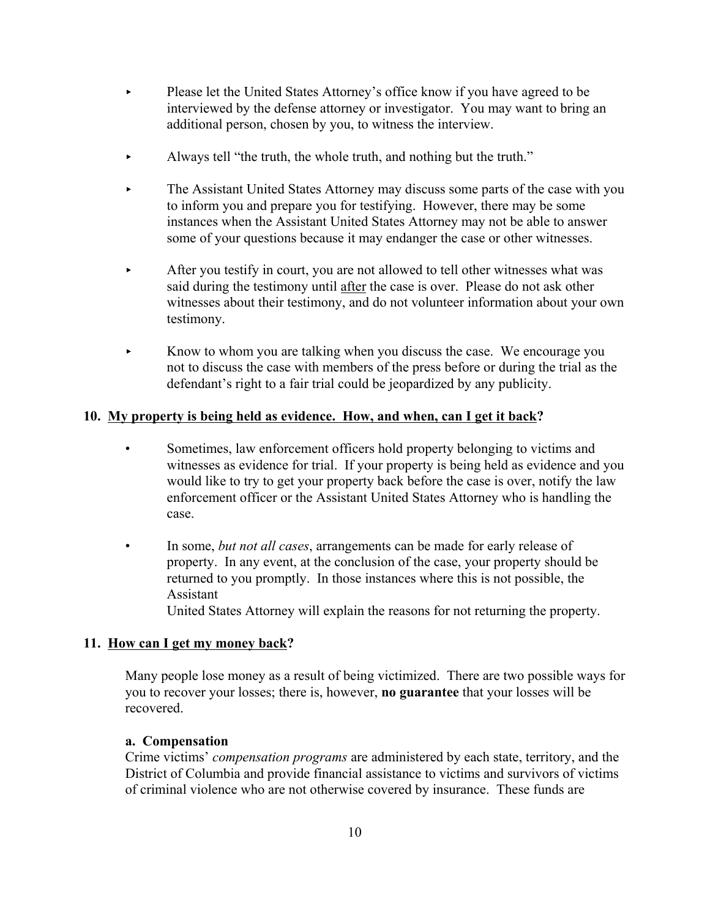- Please let the United States Attorney's office know if you have agreed to be interviewed by the defense attorney or investigator. You may want to bring an additional person, chosen by you, to witness the interview.

- Always tell "the truth, the whole truth, and nothing but the truth."

- The Assistant United States Attorney may discuss some parts of the case with you to inform you and prepare you for testifying. However, there may be some instances when the Assistant United States Attorney may not be able to answer some of your questions because it may endanger the case or other witnesses.

- After you testify in court, you are not allowed to tell other witnesses what was said during the testimony until <u>after</u> the case is over. Please do not ask other witnesses about their testimony, and do not volunteer information about your own testimony.

- Know to whom you are talking when you discuss the case. We encourage you not to discuss the case with members of the press before or during the trial as the defendant's right to a fair trial could be jeopardized by any publicity.

### 10. <u>My property is being held as evidence. How, and when, can I get it back</u>?

- Sometimes, law enforcement officers hold property belonging to victims and witnesses as evidence for trial. If your property is being held as evidence and you would like to try to get your property back before the case is over, notify the law enforcement officer or the Assistant United States Attorney who is handling the case.

- In some, *but not all cases*, arrangements can be made for early release of property. In any event, at the conclusion of the case, your property should be returned to you promptly. In those instances where this is not possible, the Assistant United States Attorney will explain the reasons for not returning the property.

### 11. <u>How can I get my money back</u>?

Many people lose money as a result of being victimized. There are two possible ways for you to recover your losses; there is, however, **no guarantee** that your losses will be recovered.

**a. Compensation**

Crime victims' *compensation programs* are administered by each state, territory, and the District of Columbia and provide financial assistance to victims and survivors of victims of criminal violence who are not otherwise covered by insurance. These funds are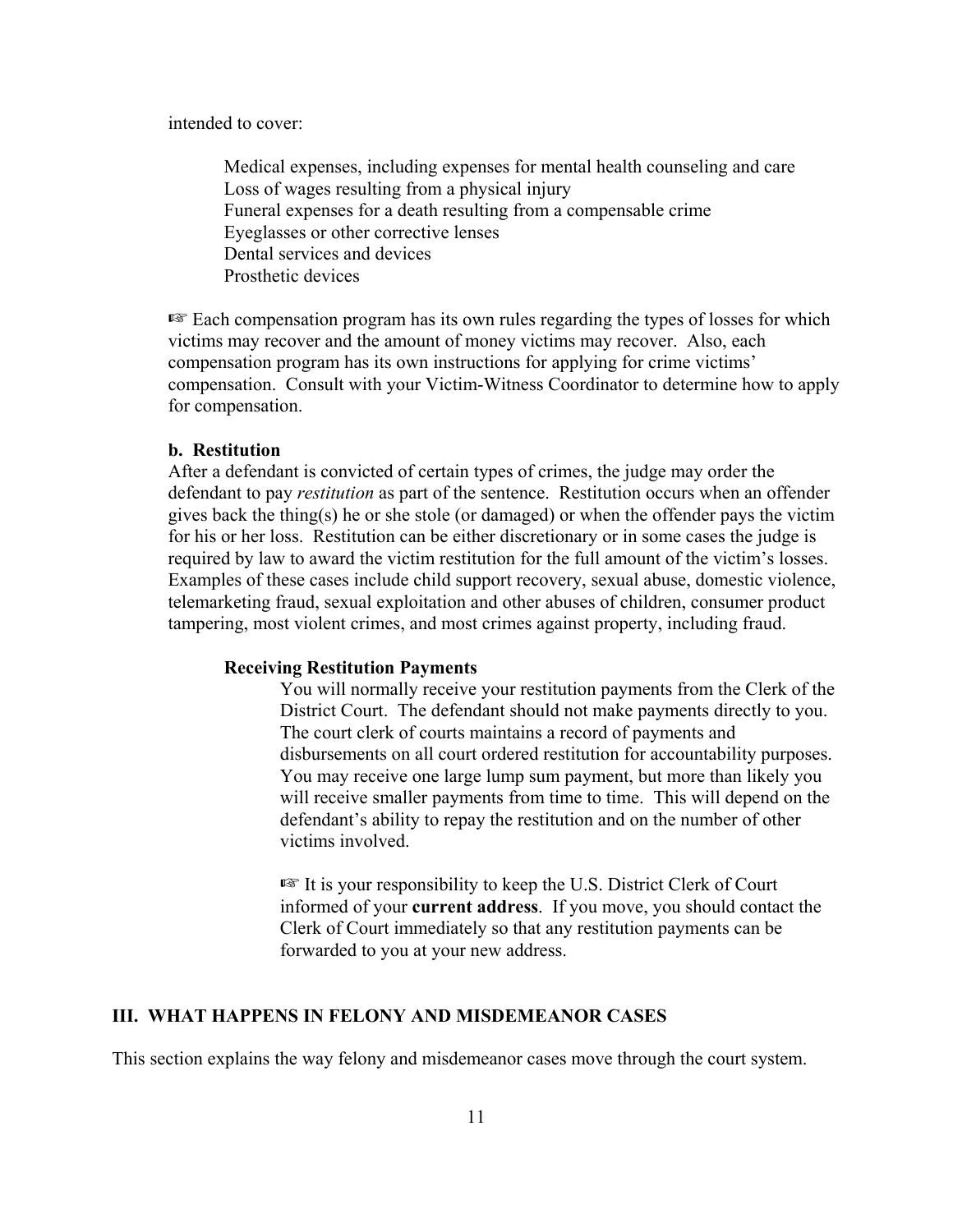intended to cover:

Medical expenses, including expenses for mental health counseling and care
Loss of wages resulting from a physical injury
Funeral expenses for a death resulting from a compensable crime
Eyeglasses or other corrective lenses
Dental services and devices
Prosthetic devices

☞ Each compensation program has its own rules regarding the types of losses for which victims may recover and the amount of money victims may recover. Also, each compensation program has its own instructions for applying for crime victims' compensation. Consult with your Victim-Witness Coordinator to determine how to apply for compensation.

**b. Restitution**

After a defendant is convicted of certain types of crimes, the judge may order the defendant to pay *restitution* as part of the sentence. Restitution occurs when an offender gives back the thing(s) he or she stole (or damaged) or when the offender pays the victim for his or her loss. Restitution can be either discretionary or in some cases the judge is required by law to award the victim restitution for the full amount of the victim's losses. Examples of these cases include child support recovery, sexual abuse, domestic violence, telemarketing fraud, sexual exploitation and other abuses of children, consumer product tampering, most violent crimes, and most crimes against property, including fraud.

**Receiving Restitution Payments**

You will normally receive your restitution payments from the Clerk of the District Court. The defendant should not make payments directly to you. The court clerk of courts maintains a record of payments and disbursements on all court ordered restitution for accountability purposes. You may receive one large lump sum payment, but more than likely you will receive smaller payments from time to time. This will depend on the defendant's ability to repay the restitution and on the number of other victims involved.

☞ It is your responsibility to keep the U.S. District Clerk of Court informed of your **current address**. If you move, you should contact the Clerk of Court immediately so that any restitution payments can be forwarded to you at your new address.

## III. WHAT HAPPENS IN FELONY AND MISDEMEANOR CASES

This section explains the way felony and misdemeanor cases move through the court system.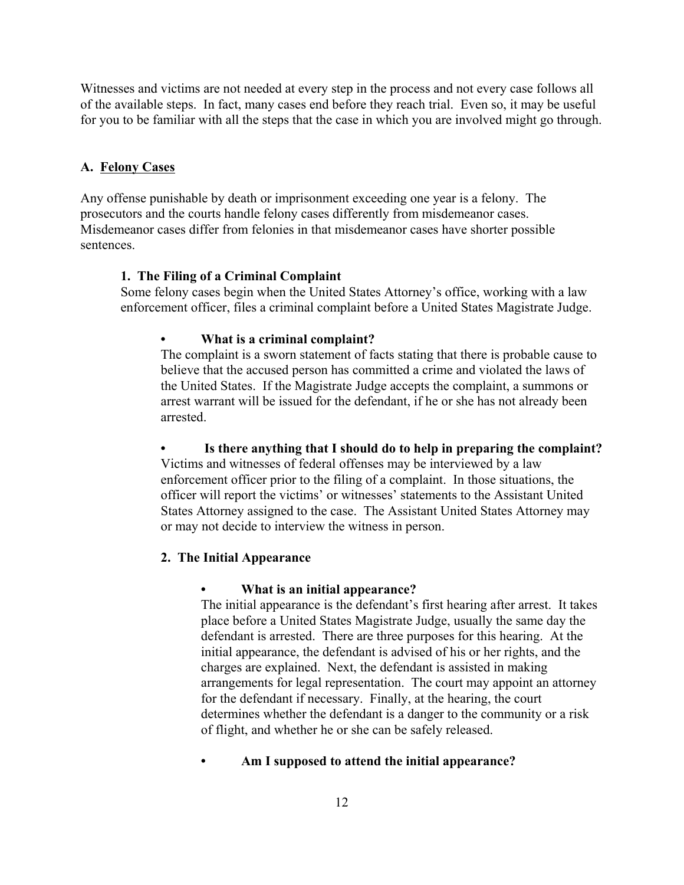Witnesses and victims are not needed at every step in the process and not every case follows all of the available steps. In fact, many cases end before they reach trial. Even so, it may be useful for you to be familiar with all the steps that the case in which you are involved might go through.

## A. Felony Cases

Any offense punishable by death or imprisonment exceeding one year is a felony. The prosecutors and the courts handle felony cases differently from misdemeanor cases. Misdemeanor cases differ from felonies in that misdemeanor cases have shorter possible sentences.

### 1. The Filing of a Criminal Complaint

Some felony cases begin when the United States Attorney's office, working with a law enforcement officer, files a criminal complaint before a United States Magistrate Judge.

- **What is a criminal complaint?**

  The complaint is a sworn statement of facts stating that there is probable cause to believe that the accused person has committed a crime and violated the laws of the United States. If the Magistrate Judge accepts the complaint, a summons or arrest warrant will be issued for the defendant, if he or she has not already been arrested.

- **Is there anything that I should do to help in preparing the complaint?**

  Victims and witnesses of federal offenses may be interviewed by a law enforcement officer prior to the filing of a complaint. In those situations, the officer will report the victims' or witnesses' statements to the Assistant United States Attorney assigned to the case. The Assistant United States Attorney may or may not decide to interview the witness in person.

### 2. The Initial Appearance

- **What is an initial appearance?**

  The initial appearance is the defendant's first hearing after arrest. It takes place before a United States Magistrate Judge, usually the same day the defendant is arrested. There are three purposes for this hearing. At the initial appearance, the defendant is advised of his or her rights, and the charges are explained. Next, the defendant is assisted in making arrangements for legal representation. The court may appoint an attorney for the defendant if necessary. Finally, at the hearing, the court determines whether the defendant is a danger to the community or a risk of flight, and whether he or she can be safely released.

- **Am I supposed to attend the initial appearance?**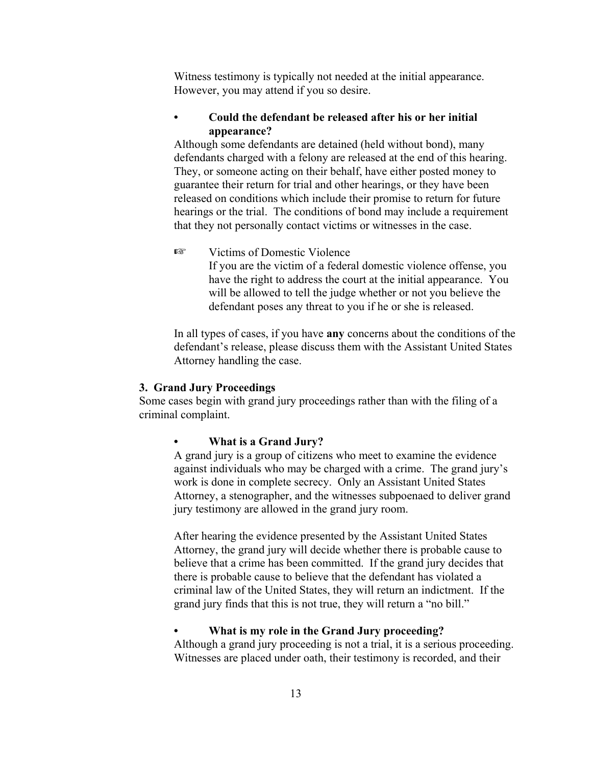Witness testimony is typically not needed at the initial appearance. However, you may attend if you so desire.

- **Could the defendant be released after his or her initial appearance?**

Although some defendants are detained (held without bond), many defendants charged with a felony are released at the end of this hearing. They, or someone acting on their behalf, have either posted money to guarantee their return for trial and other hearings, or they have been released on conditions which include their promise to return for future hearings or the trial. The conditions of bond may include a requirement that they not personally contact victims or witnesses in the case.

☞ Victims of Domestic Violence

If you are the victim of a federal domestic violence offense, you have the right to address the court at the initial appearance. You will be allowed to tell the judge whether or not you believe the defendant poses any threat to you if he or she is released.

In all types of cases, if you have **any** concerns about the conditions of the defendant's release, please discuss them with the Assistant United States Attorney handling the case.

### 3. Grand Jury Proceedings

Some cases begin with grand jury proceedings rather than with the filing of a criminal complaint.

- **What is a Grand Jury?**

A grand jury is a group of citizens who meet to examine the evidence against individuals who may be charged with a crime. The grand jury's work is done in complete secrecy. Only an Assistant United States Attorney, a stenographer, and the witnesses subpoenaed to deliver grand jury testimony are allowed in the grand jury room.

After hearing the evidence presented by the Assistant United States Attorney, the grand jury will decide whether there is probable cause to believe that a crime has been committed. If the grand jury decides that there is probable cause to believe that the defendant has violated a criminal law of the United States, they will return an indictment. If the grand jury finds that this is not true, they will return a "no bill."

- **What is my role in the Grand Jury proceeding?**

Although a grand jury proceeding is not a trial, it is a serious proceeding. Witnesses are placed under oath, their testimony is recorded, and their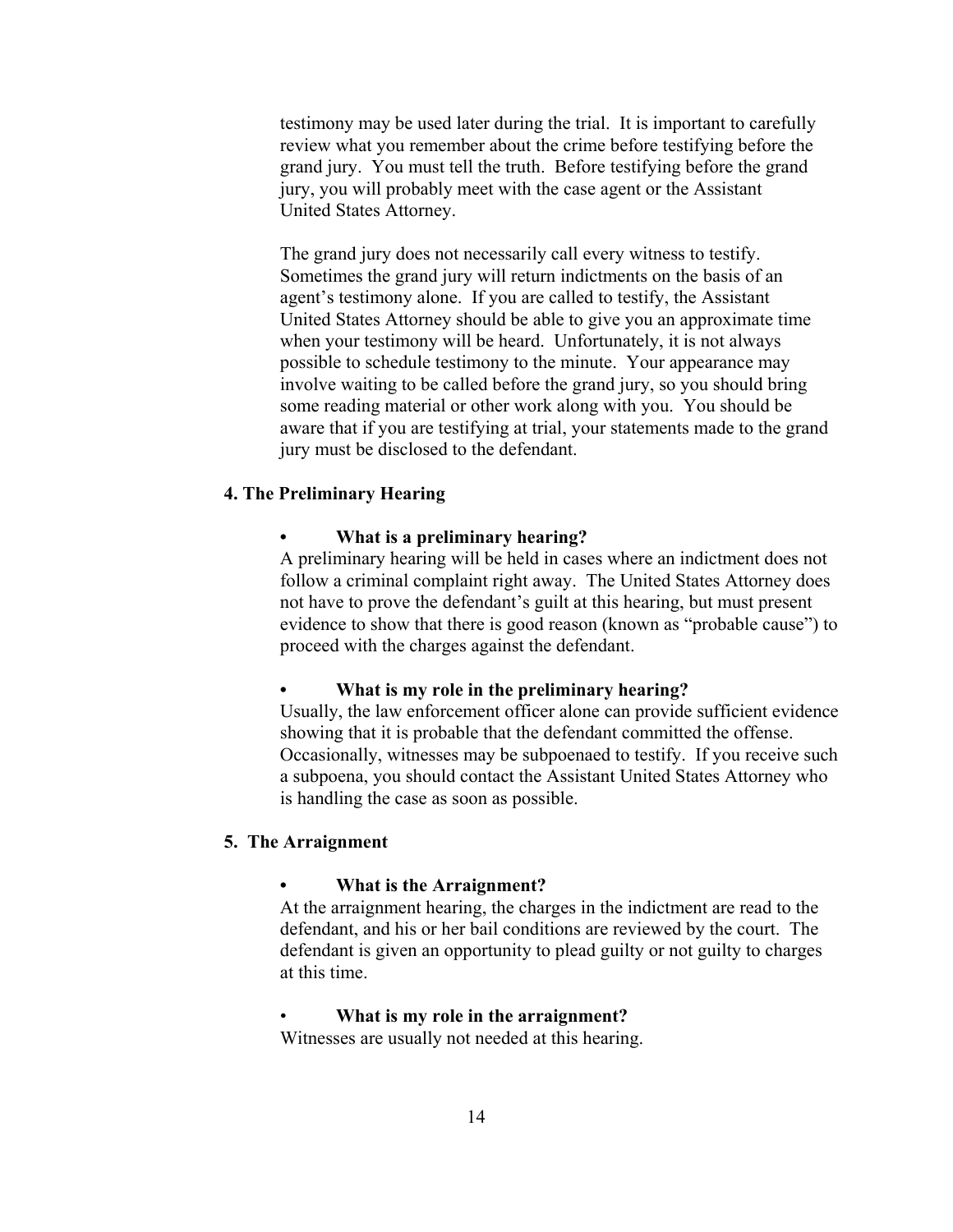testimony may be used later during the trial. It is important to carefully review what you remember about the crime before testifying before the grand jury. You must tell the truth. Before testifying before the grand jury, you will probably meet with the case agent or the Assistant United States Attorney.

The grand jury does not necessarily call every witness to testify. Sometimes the grand jury will return indictments on the basis of an agent's testimony alone. If you are called to testify, the Assistant United States Attorney should be able to give you an approximate time when your testimony will be heard. Unfortunately, it is not always possible to schedule testimony to the minute. Your appearance may involve waiting to be called before the grand jury, so you should bring some reading material or other work along with you. You should be aware that if you are testifying at trial, your statements made to the grand jury must be disclosed to the defendant.

## 4. The Preliminary Hearing

- **What is a preliminary hearing?**

A preliminary hearing will be held in cases where an indictment does not follow a criminal complaint right away. The United States Attorney does not have to prove the defendant's guilt at this hearing, but must present evidence to show that there is good reason (known as "probable cause") to proceed with the charges against the defendant.

- **What is my role in the preliminary hearing?**

Usually, the law enforcement officer alone can provide sufficient evidence showing that it is probable that the defendant committed the offense. Occasionally, witnesses may be subpoenaed to testify. If you receive such a subpoena, you should contact the Assistant United States Attorney who is handling the case as soon as possible.

## 5. The Arraignment

- **What is the Arraignment?**

At the arraignment hearing, the charges in the indictment are read to the defendant, and his or her bail conditions are reviewed by the court. The defendant is given an opportunity to plead guilty or not guilty to charges at this time.

- **What is my role in the arraignment?**

Witnesses are usually not needed at this hearing.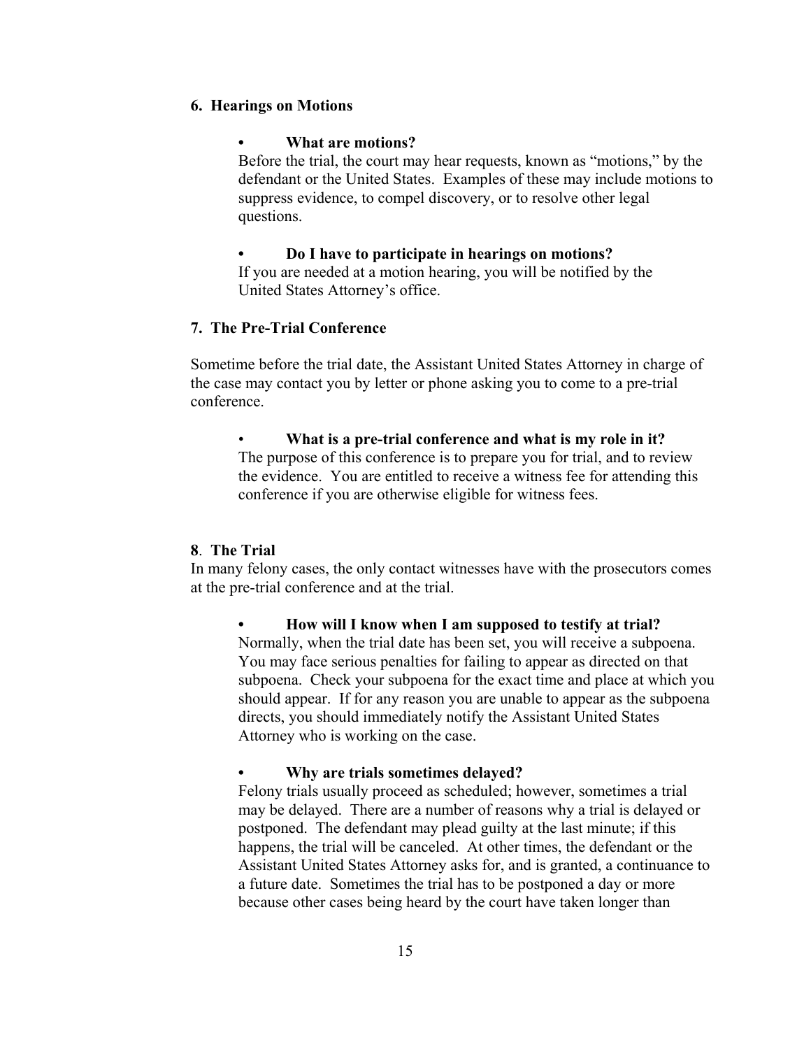### 6. Hearings on Motions

- **What are motions?**

  Before the trial, the court may hear requests, known as "motions," by the defendant or the United States. Examples of these may include motions to suppress evidence, to compel discovery, or to resolve other legal questions.

- **Do I have to participate in hearings on motions?**

  If you are needed at a motion hearing, you will be notified by the United States Attorney's office.

### 7. The Pre-Trial Conference

Sometime before the trial date, the Assistant United States Attorney in charge of the case may contact you by letter or phone asking you to come to a pre-trial conference.

- **What is a pre-trial conference and what is my role in it?**

  The purpose of this conference is to prepare you for trial, and to review the evidence. You are entitled to receive a witness fee for attending this conference if you are otherwise eligible for witness fees.

### 8. The Trial

In many felony cases, the only contact witnesses have with the prosecutors comes at the pre-trial conference and at the trial.

- **How will I know when I am supposed to testify at trial?**

  Normally, when the trial date has been set, you will receive a subpoena. You may face serious penalties for failing to appear as directed on that subpoena. Check your subpoena for the exact time and place at which you should appear. If for any reason you are unable to appear as the subpoena directs, you should immediately notify the Assistant United States Attorney who is working on the case.

- **Why are trials sometimes delayed?**

  Felony trials usually proceed as scheduled; however, sometimes a trial may be delayed. There are a number of reasons why a trial is delayed or postponed. The defendant may plead guilty at the last minute; if this happens, the trial will be canceled. At other times, the defendant or the Assistant United States Attorney asks for, and is granted, a continuance to a future date. Sometimes the trial has to be postponed a day or more because other cases being heard by the court have taken longer than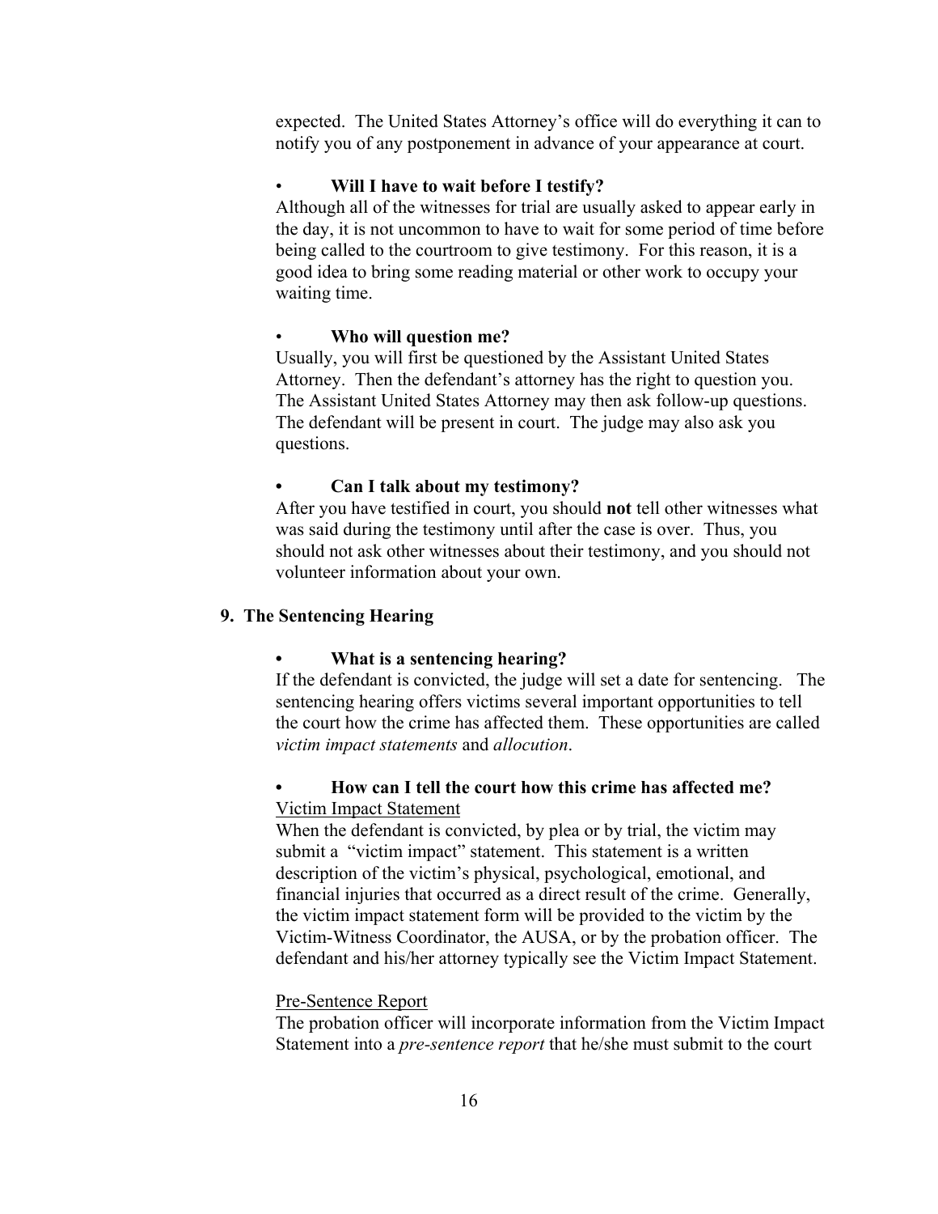expected. The United States Attorney's office will do everything it can to notify you of any postponement in advance of your appearance at court.

- **Will I have to wait before I testify?**

Although all of the witnesses for trial are usually asked to appear early in the day, it is not uncommon to have to wait for some period of time before being called to the courtroom to give testimony. For this reason, it is a good idea to bring some reading material or other work to occupy your waiting time.

- **Who will question me?**

Usually, you will first be questioned by the Assistant United States Attorney. Then the defendant's attorney has the right to question you. The Assistant United States Attorney may then ask follow-up questions. The defendant will be present in court. The judge may also ask you questions.

- **Can I talk about my testimony?**

After you have testified in court, you should **not** tell other witnesses what was said during the testimony until after the case is over. Thus, you should not ask other witnesses about their testimony, and you should not volunteer information about your own.

## 9. The Sentencing Hearing

- **What is a sentencing hearing?**

If the defendant is convicted, the judge will set a date for sentencing. The sentencing hearing offers victims several important opportunities to tell the court how the crime has affected them. These opportunities are called *victim impact statements* and *allocution*.

- **How can I tell the court how this crime has affected me?**

Victim Impact Statement

When the defendant is convicted, by plea or by trial, the victim may submit a "victim impact" statement. This statement is a written description of the victim's physical, psychological, emotional, and financial injuries that occurred as a direct result of the crime. Generally, the victim impact statement form will be provided to the victim by the Victim-Witness Coordinator, the AUSA, or by the probation officer. The defendant and his/her attorney typically see the Victim Impact Statement.

Pre-Sentence Report

The probation officer will incorporate information from the Victim Impact Statement into a *pre-sentence report* that he/she must submit to the court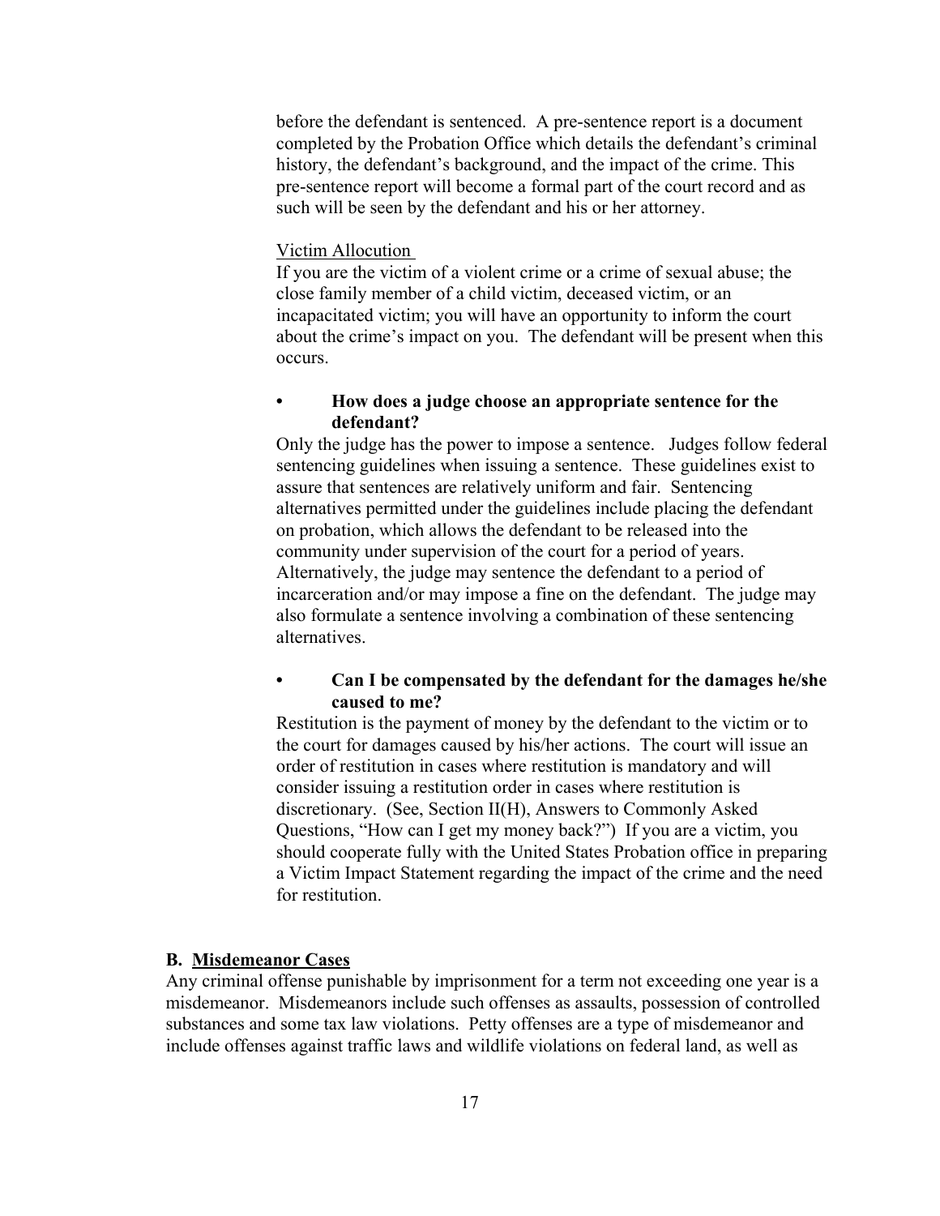before the defendant is sentenced. A pre-sentence report is a document completed by the Probation Office which details the defendant's criminal history, the defendant's background, and the impact of the crime. This pre-sentence report will become a formal part of the court record and as such will be seen by the defendant and his or her attorney.

Victim Allocution

If you are the victim of a violent crime or a crime of sexual abuse; the close family member of a child victim, deceased victim, or an incapacitated victim; you will have an opportunity to inform the court about the crime's impact on you. The defendant will be present when this occurs.

- **How does a judge choose an appropriate sentence for the defendant?**

Only the judge has the power to impose a sentence. Judges follow federal sentencing guidelines when issuing a sentence. These guidelines exist to assure that sentences are relatively uniform and fair. Sentencing alternatives permitted under the guidelines include placing the defendant on probation, which allows the defendant to be released into the community under supervision of the court for a period of years. Alternatively, the judge may sentence the defendant to a period of incarceration and/or may impose a fine on the defendant. The judge may also formulate a sentence involving a combination of these sentencing alternatives.

- **Can I be compensated by the defendant for the damages he/she caused to me?**

Restitution is the payment of money by the defendant to the victim or to the court for damages caused by his/her actions. The court will issue an order of restitution in cases where restitution is mandatory and will consider issuing a restitution order in cases where restitution is discretionary. (See, Section II(H), Answers to Commonly Asked Questions, "How can I get my money back?") If you are a victim, you should cooperate fully with the United States Probation office in preparing a Victim Impact Statement regarding the impact of the crime and the need for restitution.

## B. Misdemeanor Cases

Any criminal offense punishable by imprisonment for a term not exceeding one year is a misdemeanor. Misdemeanors include such offenses as assaults, possession of controlled substances and some tax law violations. Petty offenses are a type of misdemeanor and include offenses against traffic laws and wildlife violations on federal land, as well as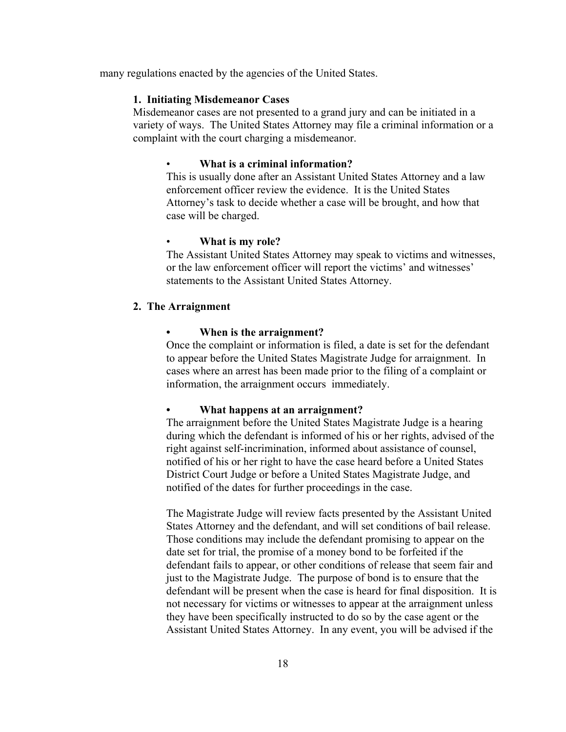many regulations enacted by the agencies of the United States.

### 1. Initiating Misdemeanor Cases

Misdemeanor cases are not presented to a grand jury and can be initiated in a variety of ways. The United States Attorney may file a criminal information or a complaint with the court charging a misdemeanor.

- **What is a criminal information?**

  This is usually done after an Assistant United States Attorney and a law enforcement officer review the evidence. It is the United States Attorney's task to decide whether a case will be brought, and how that case will be charged.

- **What is my role?**

  The Assistant United States Attorney may speak to victims and witnesses, or the law enforcement officer will report the victims' and witnesses' statements to the Assistant United States Attorney.

### 2. The Arraignment

- **When is the arraignment?**

  Once the complaint or information is filed, a date is set for the defendant to appear before the United States Magistrate Judge for arraignment. In cases where an arrest has been made prior to the filing of a complaint or information, the arraignment occurs immediately.

- **What happens at an arraignment?**

  The arraignment before the United States Magistrate Judge is a hearing during which the defendant is informed of his or her rights, advised of the right against self-incrimination, informed about assistance of counsel, notified of his or her right to have the case heard before a United States District Court Judge or before a United States Magistrate Judge, and notified of the dates for further proceedings in the case.

  The Magistrate Judge will review facts presented by the Assistant United States Attorney and the defendant, and will set conditions of bail release. Those conditions may include the defendant promising to appear on the date set for trial, the promise of a money bond to be forfeited if the defendant fails to appear, or other conditions of release that seem fair and just to the Magistrate Judge. The purpose of bond is to ensure that the defendant will be present when the case is heard for final disposition. It is not necessary for victims or witnesses to appear at the arraignment unless they have been specifically instructed to do so by the case agent or the Assistant United States Attorney. In any event, you will be advised if the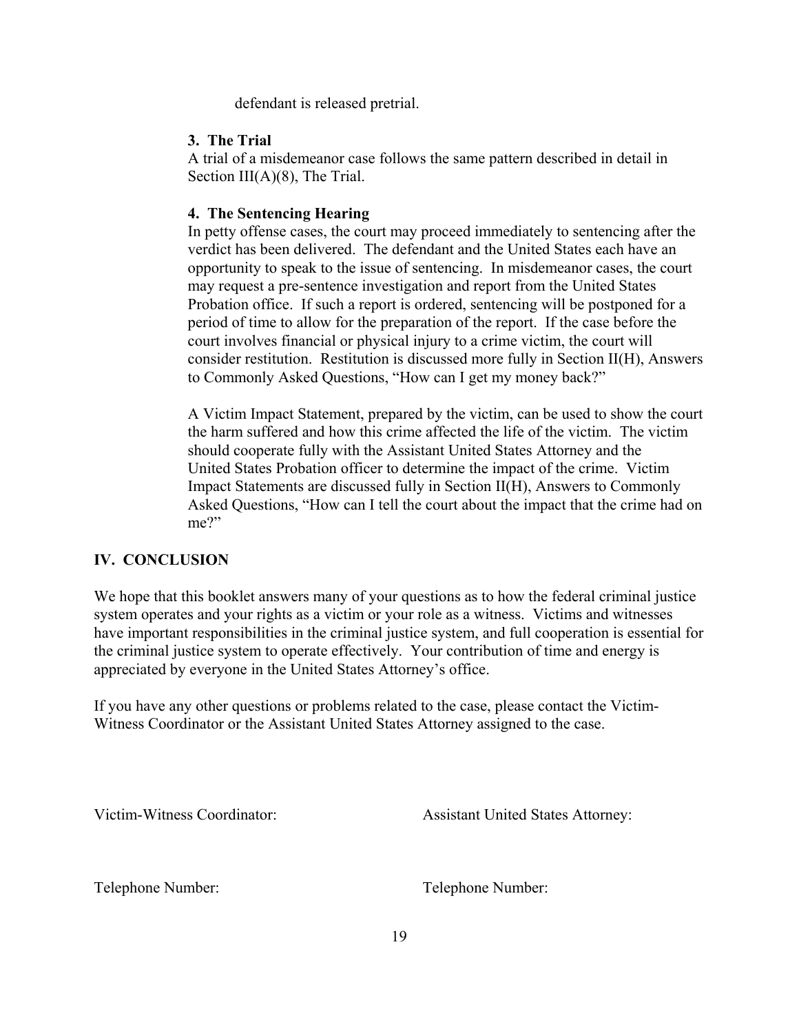defendant is released pretrial.

### 3. The Trial

A trial of a misdemeanor case follows the same pattern described in detail in Section III(A)(8), The Trial.

### 4. The Sentencing Hearing

In petty offense cases, the court may proceed immediately to sentencing after the verdict has been delivered. The defendant and the United States each have an opportunity to speak to the issue of sentencing. In misdemeanor cases, the court may request a pre-sentence investigation and report from the United States Probation office. If such a report is ordered, sentencing will be postponed for a period of time to allow for the preparation of the report. If the case before the court involves financial or physical injury to a crime victim, the court will consider restitution. Restitution is discussed more fully in Section II(H), Answers to Commonly Asked Questions, "How can I get my money back?"

A Victim Impact Statement, prepared by the victim, can be used to show the court the harm suffered and how this crime affected the life of the victim. The victim should cooperate fully with the Assistant United States Attorney and the United States Probation officer to determine the impact of the crime. Victim Impact Statements are discussed fully in Section II(H), Answers to Commonly Asked Questions, "How can I tell the court about the impact that the crime had on me?"

## IV. CONCLUSION

We hope that this booklet answers many of your questions as to how the federal criminal justice system operates and your rights as a victim or your role as a witness. Victims and witnesses have important responsibilities in the criminal justice system, and full cooperation is essential for the criminal justice system to operate effectively. Your contribution of time and energy is appreciated by everyone in the United States Attorney's office.

If you have any other questions or problems related to the case, please contact the Victim-Witness Coordinator or the Assistant United States Attorney assigned to the case.

Victim-Witness Coordinator:

Telephone Number:

Assistant United States Attorney:

Telephone Number: